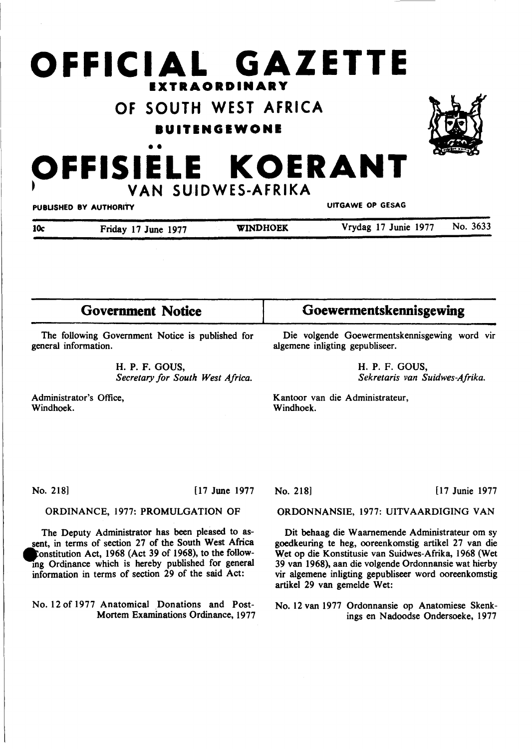# OFFICIAL GAZETTE

**EXTRAORDINARY**

## OF SOUTH WEST AFRICA

**BUITENGEWONE**

# OFFISIËLE KOERANT

## VAN SUIDWES-AFRIKA

PUBLISHED BY AUTHORITY — UITGAWE OP GESAG

10c — Friday 17 June 1977 — WINDHOEK — Vrydag 17 Junie 1977 — No. 3633

## Government Notice

The following Government Notice is published for general information.

H. P. F. GOUS,
*Secretary for South West Africa.*

Administrator's Office,
Windhoek.

No. 218] [17 June 1977

ORDINANCE, 1977: PROMULGATION OF

The Deputy Administrator has been pleased to assent, in terms of section 27 of the South West Africa Constitution Act, 1968 (Act 39 of 1968), to the following Ordinance which is hereby published for general information in terms of section 29 of the said Act:

No. 12 of 1977 Anatomical Donations and Post-Mortem Examinations Ordinance, 1977

## Goewermentskennisgewing

Die volgende Goewermentskennisgewing word vir algemene inligting gepubliseer.

H. P. F. GOUS,
*Sekretaris van Suidwes-Afrika.*

Kantoor van die Administrateur,
Windhoek.

No. 218] [17 Junie 1977

ORDONNANSIE, 1977: UITVAARDIGING VAN

Dit behaag die Waarnemende Administrateur om sy goedkeuring te heg, ooreenkomstig artikel 27 van die Wet op die Konstitusie van Suidwes-Afrika, 1968 (Wet 39 van 1968), aan die volgende Ordonnansie wat hierby vir algemene inligting gepubliseer word ooreenkomstig artikel 29 van gemelde Wet:

No. 12 van 1977 Ordonnansie op Anatomiese Skenkings en Nadoodse Ondersoeke, 1977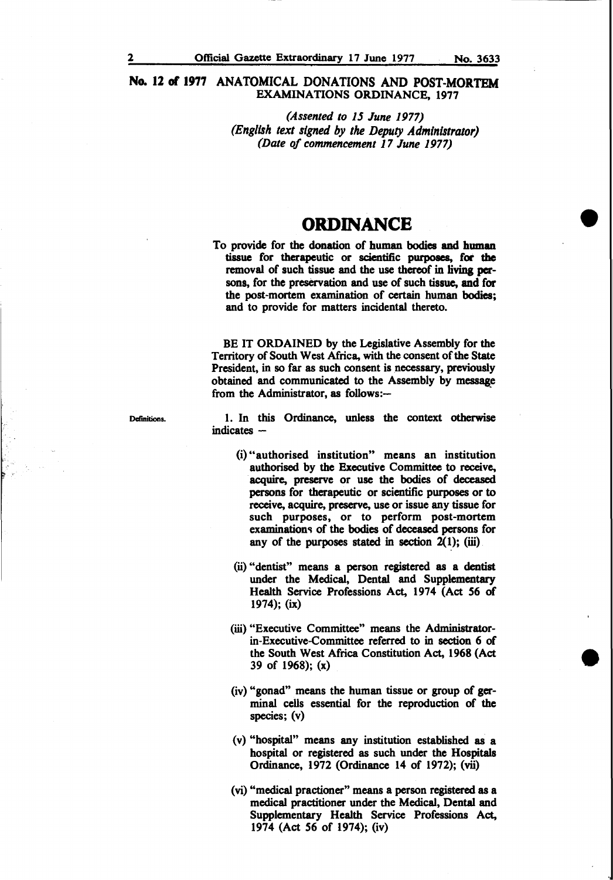## No. 12 of 1977 ANATOMICAL DONATIONS AND POST-MORTEM EXAMINATIONS ORDINANCE, 1977

*(Assented to 15 June 1977)*
*(English text signed by the Deputy Administrator)*
*(Date of commencement 17 June 1977)*

# ORDINANCE

To provide for the donation of human bodies and human tissue for therapeutic or scientific purposes, for the removal of such tissue and the use thereof in living persons, for the preservation and use of such tissue, and for the post-mortem examination of certain human bodies; and to provide for matters incidental thereto.

BE IT ORDAINED by the Legislative Assembly for the Territory of South West Africa, with the consent of the State President, in so far as such consent is necessary, previously obtained and communicated to the Assembly by message from the Administrator, as follows:–

Definitions.

1. In this Ordinance, unless the context otherwise indicates –

(i) "authorised institution" means an institution authorised by the Executive Committee to receive, acquire, preserve or use the bodies of deceased persons for therapeutic or scientific purposes or to receive, acquire, preserve, use or issue any tissue for such purposes, or to perform post-mortem examinations of the bodies of deceased persons for any of the purposes stated in section 2(1); (iii)

(ii) "dentist" means a person registered as a dentist under the Medical, Dental and Supplementary Health Service Professions Act, 1974 (Act 56 of 1974); (ix)

(iii) "Executive Committee" means the Administrator-in-Executive-Committee referred to in section 6 of the South West Africa Constitution Act, 1968 (Act 39 of 1968); (x)

(iv) "gonad" means the human tissue or group of germinal cells essential for the reproduction of the species; (v)

(v) "hospital" means any institution established as a hospital or registered as such under the Hospitals Ordinance, 1972 (Ordinance 14 of 1972); (vii)

(vi) "medical practioner" means a person registered as a medical practitioner under the Medical, Dental and Supplementary Health Service Professions Act, 1974 (Act 56 of 1974); (iv)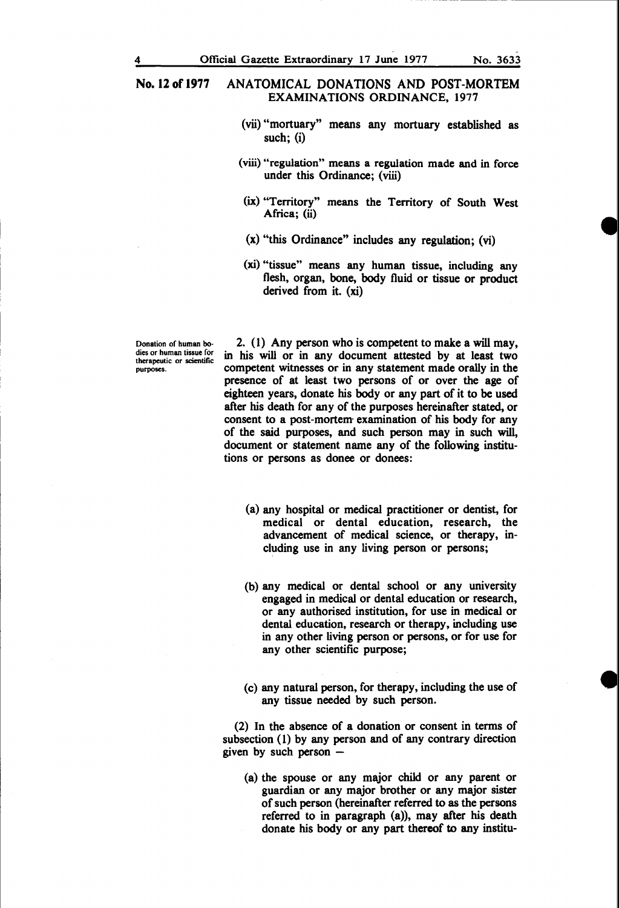# No. 12 of 1977 ANATOMICAL DONATIONS AND POST-MORTEM EXAMINATIONS ORDINANCE, 1977

(vii) "mortuary" means any mortuary established as such; (i)

(viii) "regulation" means a regulation made and in force under this Ordinance; (viii)

(ix) "Territory" means the Territory of South West Africa; (ii)

(x) "this Ordinance" includes any regulation; (vi)

(xi) "tissue" means any human tissue, including any flesh, organ, bone, body fluid or tissue or product derived from it. (xi)

*Donation of human bodies or human tissue for therapeutic or scientific purposes.*

2. (1) Any person who is competent to make a will may, in his will or in any document attested by at least two competent witnesses or in any statement made orally in the presence of at least two persons of or over the age of eighteen years, donate his body or any part of it to be used after his death for any of the purposes hereinafter stated, or consent to a post-mortem examination of his body for any of the said purposes, and such person may in such will, document or statement name any of the following institutions or persons as donee or donees:

(a) any hospital or medical practitioner or dentist, for medical or dental education, research, the advancement of medical science, or therapy, including use in any living person or persons;

(b) any medical or dental school or any university engaged in medical or dental education or research, or any authorised institution, for use in medical or dental education, research or therapy, including use in any other living person or persons, or for use for any other scientific purpose;

(c) any natural person, for therapy, including the use of any tissue needed by such person.

(2) In the absence of a donation or consent in terms of subsection (1) by any person and of any contrary direction given by such person –

(a) the spouse or any major child or any parent or guardian or any major brother or any major sister of such person (hereinafter referred to as the persons referred to in paragraph (a)), may after his death donate his body or any part thereof to any institu-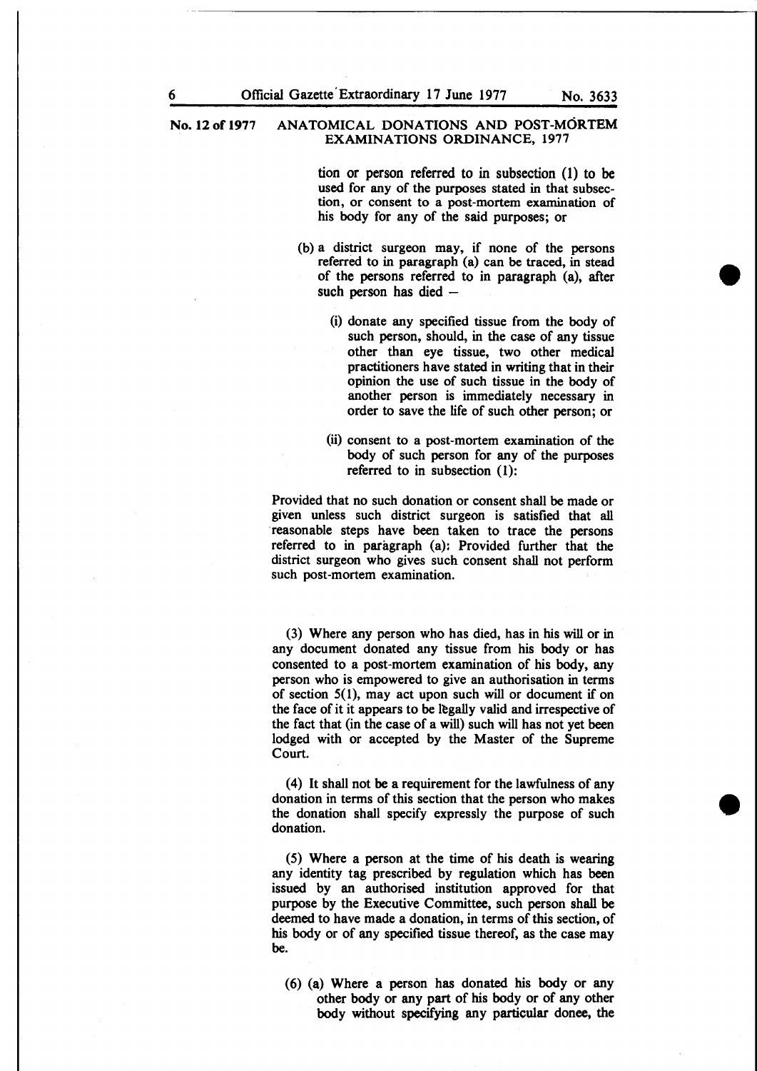tion or person referred to in subsection (1) to be used for any of the purposes stated in that subsection, or consent to a post-mortem examination of his body for any of the said purposes; or

(b) a district surgeon may, if none of the persons referred to in paragraph (a) can be traced, in stead of the persons referred to in paragraph (a), after such person has died –

(i) donate any specified tissue from the body of such person, should, in the case of any tissue other than eye tissue, two other medical practitioners have stated in writing that in their opinion the use of such tissue in the body of another person is immediately necessary in order to save the life of such other person; or

(ii) consent to a post-mortem examination of the body of such person for any of the purposes referred to in subsection (1):

Provided that no such donation or consent shall be made or given unless such district surgeon is satisfied that all reasonable steps have been taken to trace the persons referred to in paragraph (a): Provided further that the district surgeon who gives such consent shall not perform such post-mortem examination.

(3) Where any person who has died, has in his will or in any document donated any tissue from his body or has consented to a post-mortem examination of his body, any person who is empowered to give an authorisation in terms of section 5(1), may act upon such will or document if on the face of it it appears to be legally valid and irrespective of the fact that (in the case of a will) such will has not yet been lodged with or accepted by the Master of the Supreme Court.

(4) It shall not be a requirement for the lawfulness of any donation in terms of this section that the person who makes the donation shall specify expressly the purpose of such donation.

(5) Where a person at the time of his death is wearing any identity tag prescribed by regulation which has been issued by an authorised institution approved for that purpose by the Executive Committee, such person shall be deemed to have made a donation, in terms of this section, of his body or of any specified tissue thereof, as the case may be.

(6) (a) Where a person has donated his body or any other body or any part of his body or of any other body without specifying any particular donee, the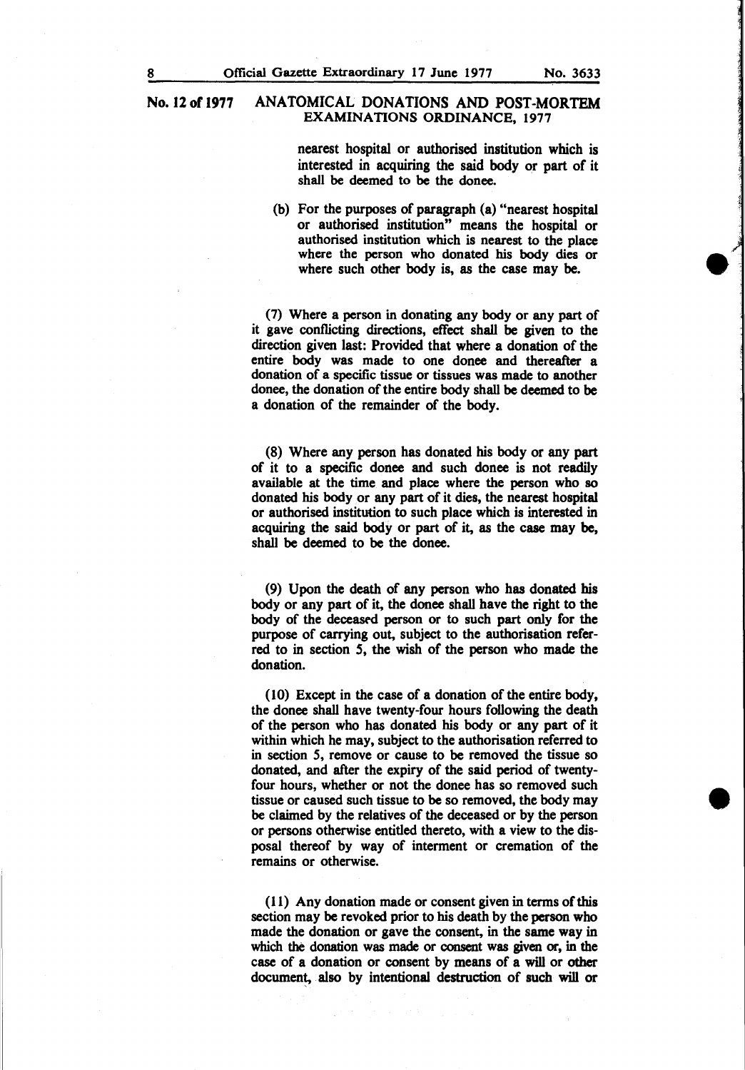nearest hospital or authorised institution which is interested in acquiring the said body or part of it shall be deemed to be the donee.

(b) For the purposes of paragraph (a) "nearest hospital or authorised institution" means the hospital or authorised institution which is nearest to the place where the person who donated his body dies or where such other body is, as the case may be.

(7) Where a person in donating any body or any part of it gave conflicting directions, effect shall be given to the direction given last: Provided that where a donation of the entire body was made to one donee and thereafter a donation of a specific tissue or tissues was made to another donee, the donation of the entire body shall be deemed to be a donation of the remainder of the body.

(8) Where any person has donated his body or any part of it to a specific donee and such donee is not readily available at the time and place where the person who so donated his body or any part of it dies, the nearest hospital or authorised institution to such place which is interested in acquiring the said body or part of it, as the case may be, shall be deemed to be the donee.

(9) Upon the death of any person who has donated his body or any part of it, the donee shall have the right to the body of the deceased person or to such part only for the purpose of carrying out, subject to the authorisation referred to in section 5, the wish of the person who made the donation.

(10) Except in the case of a donation of the entire body, the donee shall have twenty-four hours following the death of the person who has donated his body or any part of it within which he may, subject to the authorisation referred to in section 5, remove or cause to be removed the tissue so donated, and after the expiry of the said period of twenty-four hours, whether or not the donee has so removed such tissue or caused such tissue to be so removed, the body may be claimed by the relatives of the deceased or by the person or persons otherwise entitled thereto, with a view to the disposal thereof by way of interment or cremation of the remains or otherwise.

(11) Any donation made or consent given in terms of this section may be revoked prior to his death by the person who made the donation or gave the consent, in the same way in which the donation was made or consent was given or, in the case of a donation or consent by means of a will or other document, also by intentional destruction of such will or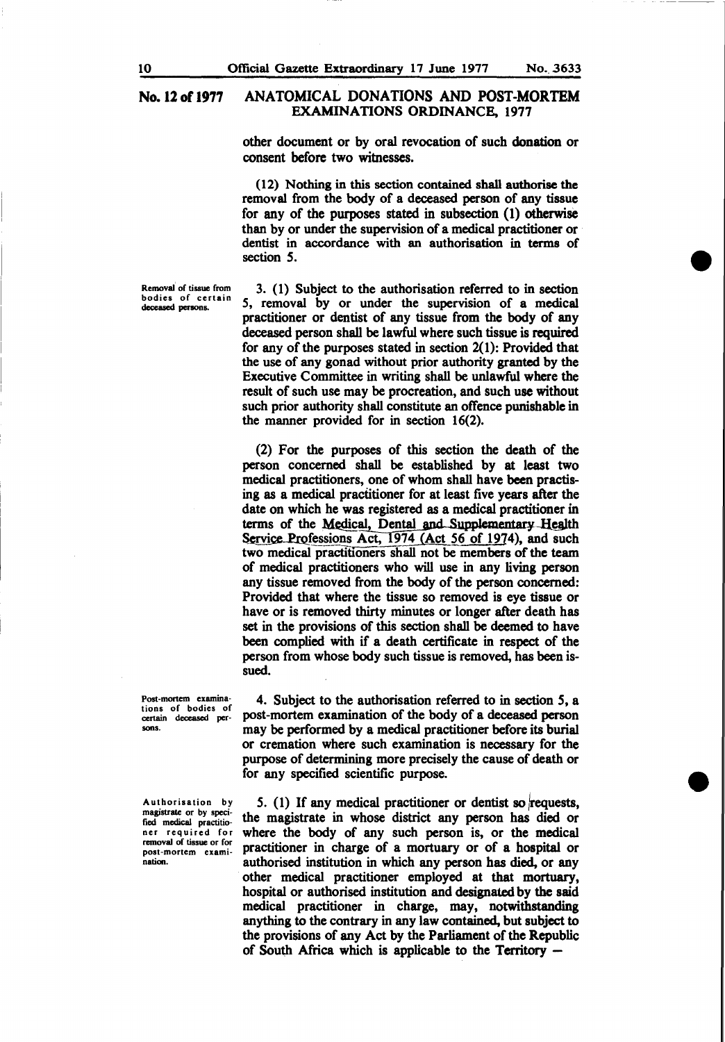other document or by oral revocation of such donation or consent before two witnesses.

(12) Nothing in this section contained shall authorise the removal from the body of a deceased person of any tissue for any of the purposes stated in subsection (1) otherwise than by or under the supervision of a medical practitioner or dentist in accordance with an authorisation in terms of section 5.

*Removal of tissue from bodies of certain deceased persons.*

3. (1) Subject to the authorisation referred to in section 5, removal by or under the supervision of a medical practitioner or dentist of any tissue from the body of any deceased person shall be lawful where such tissue is required for any of the purposes stated in section 2(1): Provided that the use of any gonad without prior authority granted by the Executive Committee in writing shall be unlawful where the result of such use may be procreation, and such use without such prior authority shall constitute an offence punishable in the manner provided for in section 16(2).

(2) For the purposes of this section the death of the person concerned shall be established by at least two medical practitioners, one of whom shall have been practising as a medical practitioner for at least five years after the date on which he was registered as a medical practitioner in terms of the Medical, Dental and Supplementary Health Service Professions Act, 1974 (Act 56 of 1974), and such two medical practitioners shall not be members of the team of medical practitioners who will use in any living person any tissue removed from the body of the person concerned: Provided that where the tissue so removed is eye tissue or have or is removed thirty minutes or longer after death has set in the provisions of this section shall be deemed to have been complied with if a death certificate in respect of the person from whose body such tissue is removed, has been issued.

*Post-mortem examinations of bodies of certain deceased persons.*

4. Subject to the authorisation referred to in section 5, a post-mortem examination of the body of a deceased person may be performed by a medical practitioner before its burial or cremation where such examination is necessary for the purpose of determining more precisely the cause of death or for any specified scientific purpose.

*Authorisation by magistrate or by specified medical practitioner required for removal of tissue or for post-mortem examination.*

5. (1) If any medical practitioner or dentist so requests, the magistrate in whose district any person has died or where the body of any such person is, or the medical practitioner in charge of a mortuary or of a hospital or authorised institution in which any person has died, or any other medical practitioner employed at that mortuary, hospital or authorised institution and designated by the said medical practitioner in charge, may, notwithstanding anything to the contrary in any law contained, but subject to the provisions of any Act by the Parliament of the Republic of South Africa which is applicable to the Territory –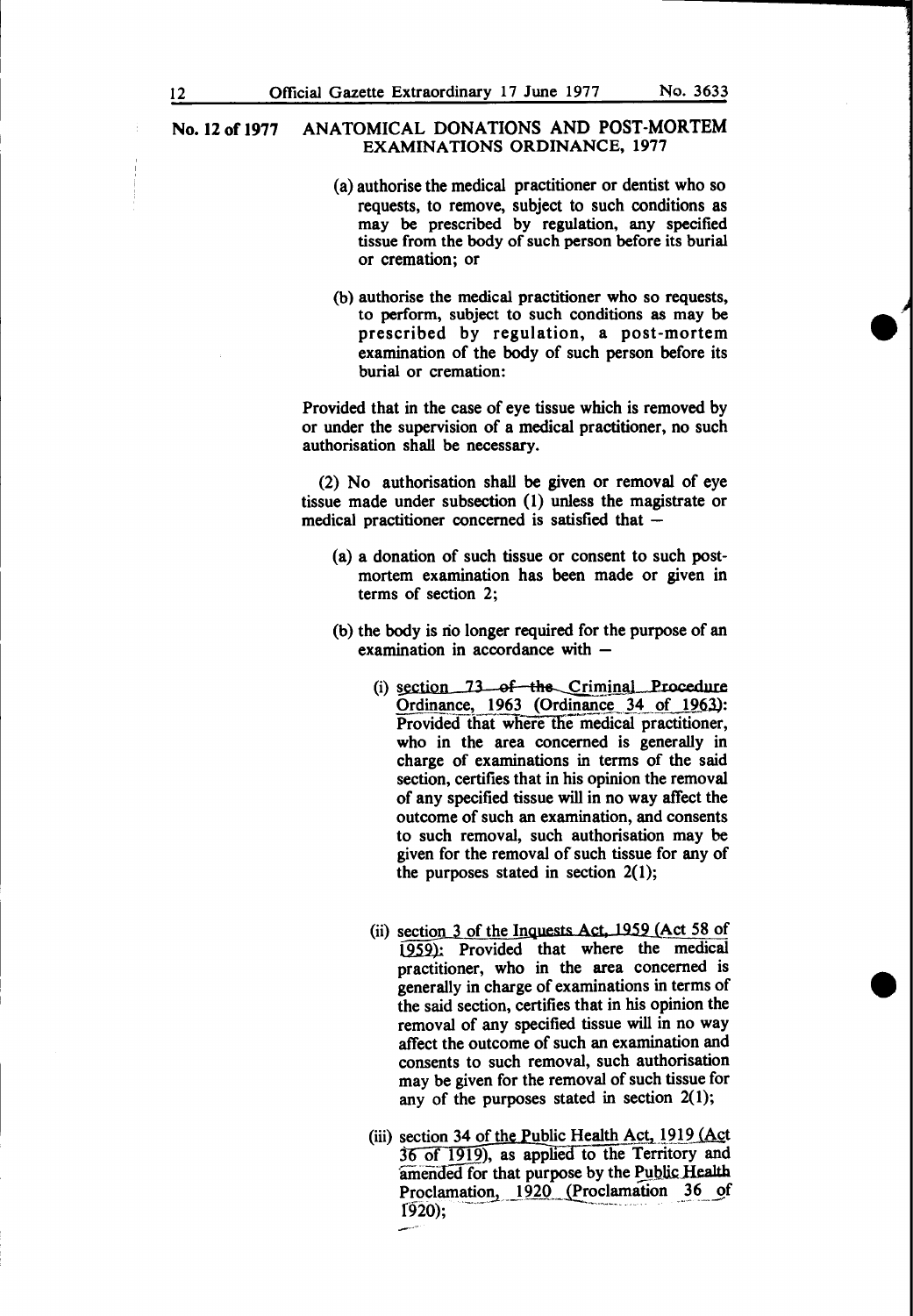No. 12 of 1977 ANATOMICAL DONATIONS AND POST-MORTEM EXAMINATIONS ORDINANCE, 1977

(a) authorise the medical practitioner or dentist who so requests, to remove, subject to such conditions as may be prescribed by regulation, any specified tissue from the body of such person before its burial or cremation; or

(b) authorise the medical practitioner who so requests, to perform, subject to such conditions as may be prescribed by regulation, a post-mortem examination of the body of such person before its burial or cremation:

Provided that in the case of eye tissue which is removed by or under the supervision of a medical practitioner, no such authorisation shall be necessary.

(2) No authorisation shall be given or removal of eye tissue made under subsection (1) unless the magistrate or medical practitioner concerned is satisfied that –

(a) a donation of such tissue or consent to such post-mortem examination has been made or given in terms of section 2;

(b) the body is no longer required for the purpose of an examination in accordance with –

(i) section 73 of the Criminal Procedure Ordinance, 1963 (Ordinance 34 of 1963): Provided that where the medical practitioner, who in the area concerned is generally in charge of examinations in terms of the said section, certifies that in his opinion the removal of any specified tissue will in no way affect the outcome of such an examination, and consents to such removal, such authorisation may be given for the removal of such tissue for any of the purposes stated in section 2(1);

(ii) section 3 of the Inquests Act, 1959 (Act 58 of 1959): Provided that where the medical practitioner, who in the area concerned is generally in charge of examinations in terms of the said section, certifies that in his opinion the removal of any specified tissue will in no way affect the outcome of such an examination and consents to such removal, such authorisation may be given for the removal of such tissue for any of the purposes stated in section 2(1);

(iii) section 34 of the Public Health Act, 1919 (Act 36 of 1919), as applied to the Territory and amended for that purpose by the Public Health Proclamation, 1920 (Proclamation 36 of 1920);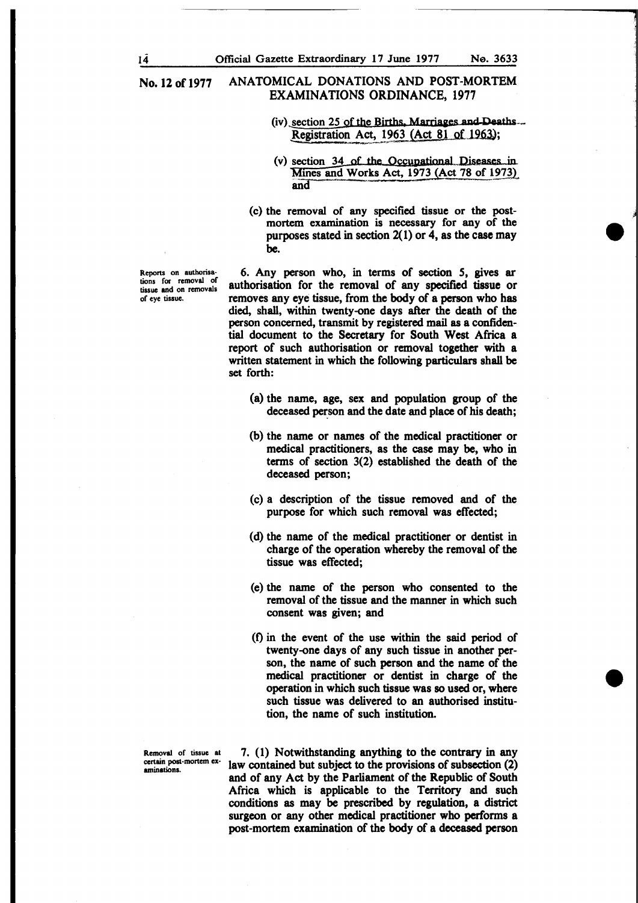(iv) section 25 of the Births, Marriages and Deaths Registration Act, 1963 (Act 81 of 1963);

(v) section 34 of the Occupational Diseases in Mines and Works Act, 1973 (Act 78 of 1973) and

(c) the removal of any specified tissue or the post-mortem examination is necessary for any of the purposes stated in section 2(1) or 4, as the case may be.

*Reports on authorisations for removal of tissue and on removals of eye tissue.*

6. Any person who, in terms of section 5, gives ar authorisation for the removal of any specified tissue or removes any eye tissue, from the body of a person who has died, shall, within twenty-one days after the death of the person concerned, transmit by registered mail as a confidential document to the Secretary for South West Africa a report of such authorisation or removal together with a written statement in which the following particulars shall be set forth:

(a) the name, age, sex and population group of the deceased person and the date and place of his death;

(b) the name or names of the medical practitioner or medical practitioners, as the case may be, who in terms of section 3(2) established the death of the deceased person;

(c) a description of the tissue removed and of the purpose for which such removal was effected;

(d) the name of the medical practitioner or dentist in charge of the operation whereby the removal of the tissue was effected;

(e) the name of the person who consented to the removal of the tissue and the manner in which such consent was given; and

(f) in the event of the use within the said period of twenty-one days of any such tissue in another person, the name of such person and the name of the medical practitioner or dentist in charge of the operation in which such tissue was so used or, where such tissue was delivered to an authorised institution, the name of such institution.

*Removal of tissue at certain post-mortem examinations.*

7. (1) Notwithstanding anything to the contrary in any law contained but subject to the provisions of subsection (2) and of any Act by the Parliament of the Republic of South Africa which is applicable to the Territory and such conditions as may be prescribed by regulation, a district surgeon or any other medical practitioner who performs a post-mortem examination of the body of a deceased person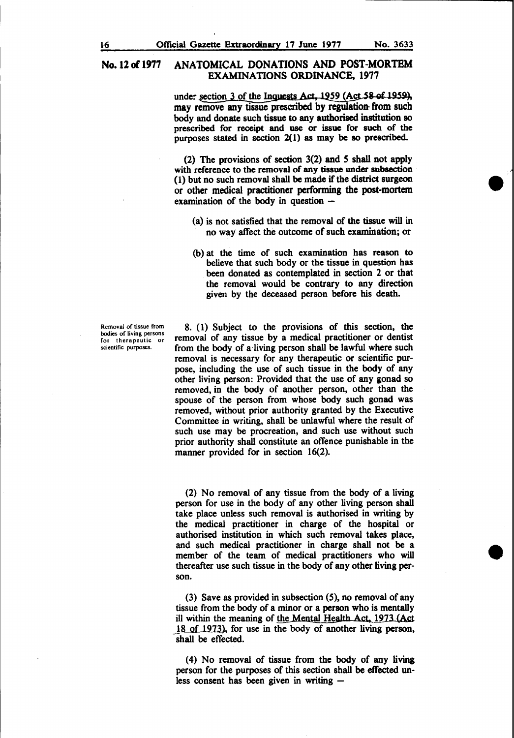## No. 12 of 1977 ANATOMICAL DONATIONS AND POST-MORTEM EXAMINATIONS ORDINANCE, 1977

under section 3 of the Inquests Act, 1959 (Act 58 of 1959), may remove any tissue prescribed by regulation from such body and donate such tissue to any authorised institution so prescribed for receipt and use or issue for such of the purposes stated in section 2(1) as may be so prescribed.

(2) The provisions of section 3(2) and 5 shall not apply with reference to the removal of any tissue under subsection (1) but no such removal shall be made if the district surgeon or other medical practitioner performing the post-mortem examination of the body in question —

(a) is not satisfied that the removal of the tissue will in no way affect the outcome of such examination; or

(b) at the time of such examination has reason to believe that such body or the tissue in question has been donated as contemplated in section 2 or that the removal would be contrary to any direction given by the deceased person before his death.

*Removal of tissue from bodies of living persons for therapeutic or scientific purposes.*

8. (1) Subject to the provisions of this section, the removal of any tissue by a medical practitioner or dentist from the body of a living person shall be lawful where such removal is necessary for any therapeutic or scientific purpose, including the use of such tissue in the body of any other living person: Provided that the use of any gonad so removed, in the body of another person, other than the spouse of the person from whose body such gonad was removed, without prior authority granted by the Executive Committee in writing, shall be unlawful where the result of such use may be procreation, and such use without such prior authority shall constitute an offence punishable in the manner provided for in section 16(2).

(2) No removal of any tissue from the body of a living person for use in the body of any other living person shall take place unless such removal is authorised in writing by the medical practitioner in charge of the hospital or authorised institution in which such removal takes place, and such medical practitioner in charge shall not be a member of the team of medical practitioners who will thereafter use such tissue in the body of any other living person.

(3) Save as provided in subsection (5), no removal of any tissue from the body of a minor or a person who is mentally ill within the meaning of the Mental Health Act, 1973 (Act 18 of 1973), for use in the body of another living person, shall be effected.

(4) No removal of tissue from the body of any living person for the purposes of this section shall be effected unless consent has been given in writing —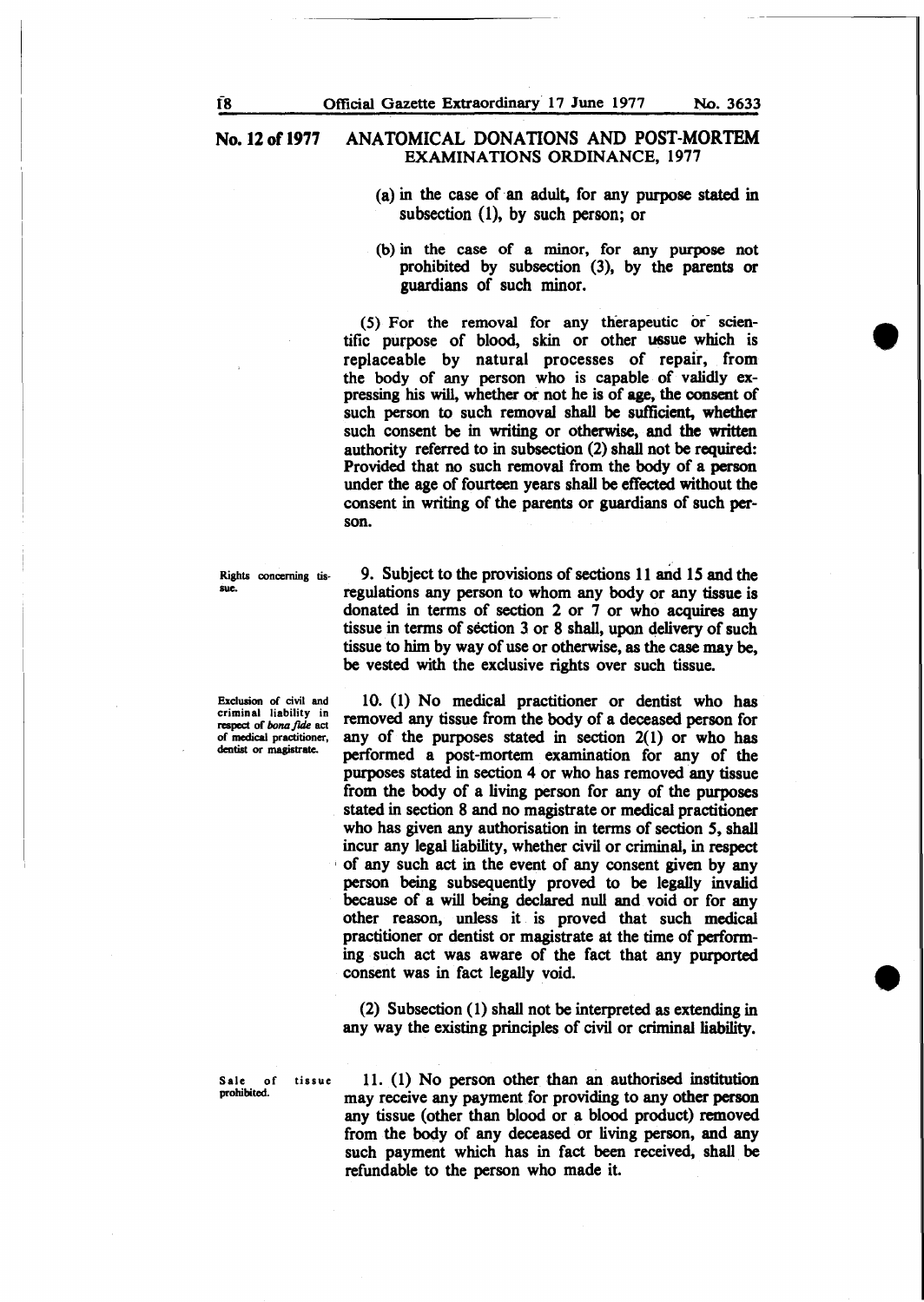(a) in the case of an adult, for any purpose stated in subsection (1), by such person; or

(b) in the case of a minor, for any purpose not prohibited by subsection (3), by the parents or guardians of such minor.

(5) For the removal for any therapeutic or scientific purpose of blood, skin or other ussue which is replaceable by natural processes of repair, from the body of any person who is capable of validly expressing his will, whether or not he is of age, the consent of such person to such removal shall be sufficient, whether such consent be in writing or otherwise, and the written authority referred to in subsection (2) shall not be required: Provided that no such removal from the body of a person under the age of fourteen years shall be effected without the consent in writing of the parents or guardians of such person.

*Rights concerning tissue.*

9. Subject to the provisions of sections 11 and 15 and the regulations any person to whom any body or any tissue is donated in terms of section 2 or 7 or who acquires any tissue in terms of section 3 or 8 shall, upon delivery of such tissue to him by way of use or otherwise, as the case may be, be vested with the exclusive rights over such tissue.

*Exclusion of civil and criminal liability in respect of bona fide act of medical practitioner, dentist or magistrate.*

10. (1) No medical practitioner or dentist who has removed any tissue from the body of a deceased person for any of the purposes stated in section 2(1) or who has performed a post-mortem examination for any of the purposes stated in section 4 or who has removed any tissue from the body of a living person for any of the purposes stated in section 8 and no magistrate or medical practitioner who has given any authorisation in terms of section 5, shall incur any legal liability, whether civil or criminal, in respect of any such act in the event of any consent given by any person being subsequently proved to be legally invalid because of a will being declared null and void or for any other reason, unless it is proved that such medical practitioner or dentist or magistrate at the time of performing such act was aware of the fact that any purported consent was in fact legally void.

(2) Subsection (1) shall not be interpreted as extending in any way the existing principles of civil or criminal liability.

*Sale of tissue prohibited.*

11. (1) No person other than an authorised institution may receive any payment for providing to any other person any tissue (other than blood or a blood product) removed from the body of any deceased or living person, and any such payment which has in fact been received, shall be refundable to the person who made it.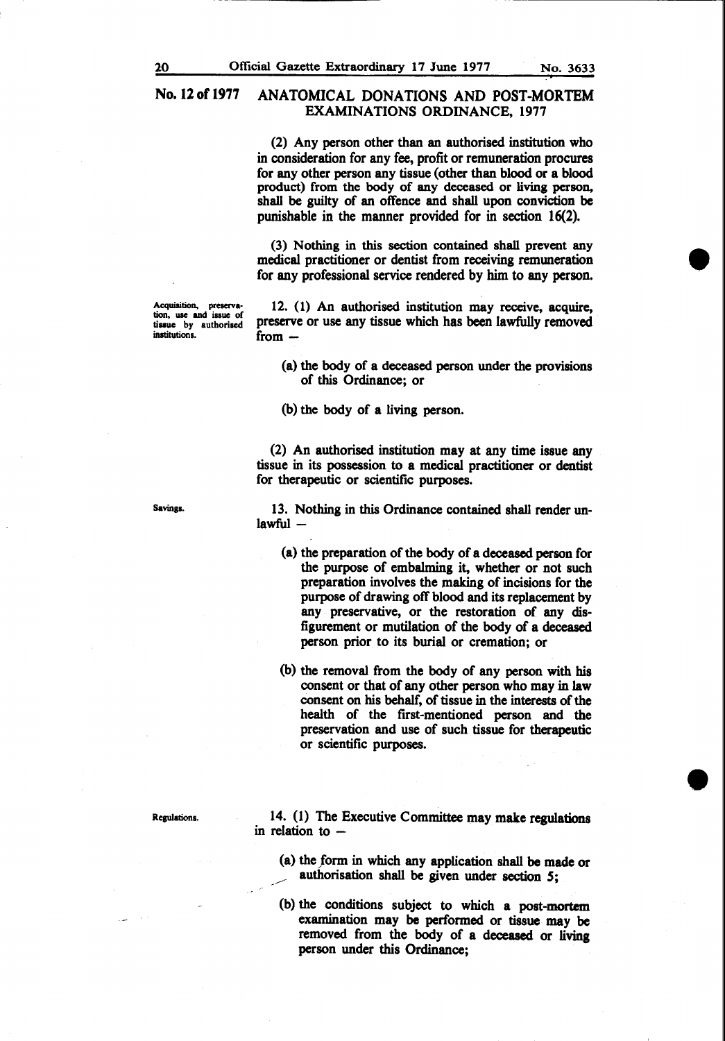## No. 12 of 1977 ANATOMICAL DONATIONS AND POST-MORTEM EXAMINATIONS ORDINANCE, 1977

(2) Any person other than an authorised institution who in consideration for any fee, profit or remuneration procures for any other person any tissue (other than blood or a blood product) from the body of any deceased or living person, shall be guilty of an offence and shall upon conviction be punishable in the manner provided for in section 16(2).

(3) Nothing in this section contained shall prevent any medical practitioner or dentist from receiving remuneration for any professional service rendered by him to any person.

*Acquisition, preservation, use and issue of tissue by authorised institutions.*

12. (1) An authorised institution may receive, acquire, preserve or use any tissue which has been lawfully removed from –

(a) the body of a deceased person under the provisions of this Ordinance; or

(b) the body of a living person.

(2) An authorised institution may at any time issue any tissue in its possession to a medical practitioner or dentist for therapeutic or scientific purposes.

*Savings.*

13. Nothing in this Ordinance contained shall render unlawful –

(a) the preparation of the body of a deceased person for the purpose of embalming it, whether or not such preparation involves the making of incisions for the purpose of drawing off blood and its replacement by any preservative, or the restoration of any disfigurement or mutilation of the body of a deceased person prior to its burial or cremation; or

(b) the removal from the body of any person with his consent or that of any other person who may in law consent on his behalf, of tissue in the interests of the health of the first-mentioned person and the preservation and use of such tissue for therapeutic or scientific purposes.

*Regulations.*

14. (1) The Executive Committee may make regulations in relation to –

(a) the form in which any application shall be made or authorisation shall be given under section 5;

(b) the conditions subject to which a post-mortem examination may be performed or tissue may be removed from the body of a deceased or living person under this Ordinance;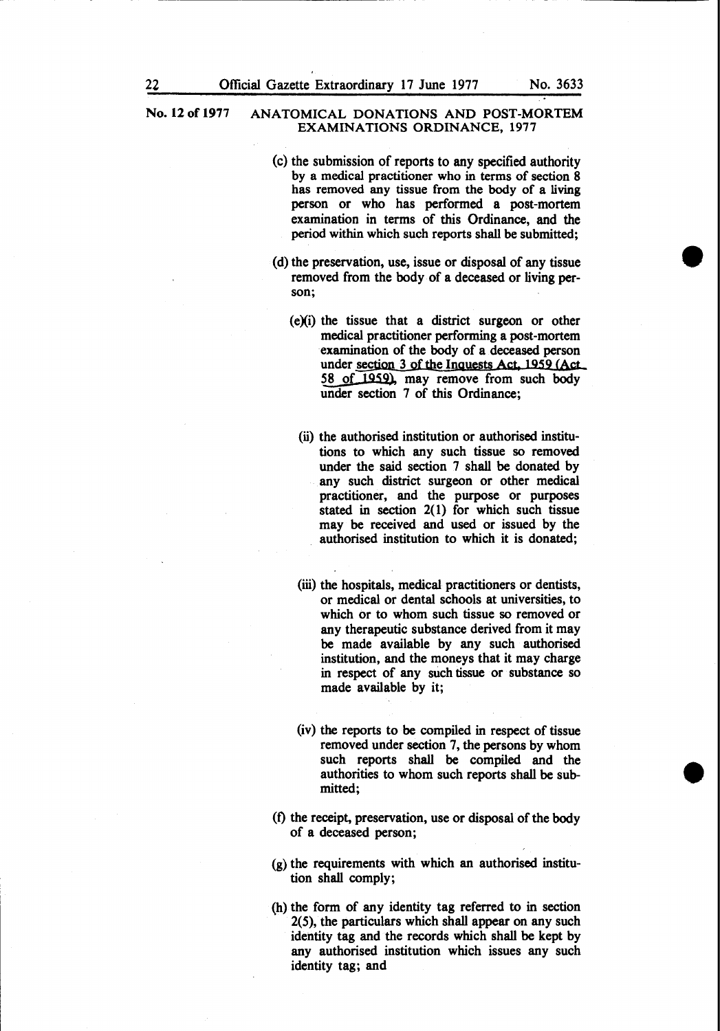**No. 12 of 1977** ANATOMICAL DONATIONS AND POST-MORTEM EXAMINATIONS ORDINANCE, 1977

(c) the submission of reports to any specified authority by a medical practitioner who in terms of section 8 has removed any tissue from the body of a living person or who has performed a post-mortem examination in terms of this Ordinance, and the period within which such reports shall be submitted;

(d) the preservation, use, issue or disposal of any tissue removed from the body of a deceased or living person;

(e)(i) the tissue that a district surgeon or other medical practitioner performing a post-mortem examination of the body of a deceased person under section 3 of the Inquests Act, 1959 (Act 58 of 1959), may remove from such body under section 7 of this Ordinance;

(ii) the authorised institution or authorised institutions to which any such tissue so removed under the said section 7 shall be donated by any such district surgeon or other medical practitioner, and the purpose or purposes stated in section 2(1) for which such tissue may be received and used or issued by the authorised institution to which it is donated;

(iii) the hospitals, medical practitioners or dentists, or medical or dental schools at universities, to which or to whom such tissue so removed or any therapeutic substance derived from it may be made available by any such authorised institution, and the moneys that it may charge in respect of any such tissue or substance so made available by it;

(iv) the reports to be compiled in respect of tissue removed under section 7, the persons by whom such reports shall be compiled and the authorities to whom such reports shall be submitted;

(f) the receipt, preservation, use or disposal of the body of a deceased person;

(g) the requirements with which an authorised institution shall comply;

(h) the form of any identity tag referred to in section 2(5), the particulars which shall appear on any such identity tag and the records which shall be kept by any authorised institution which issues any such identity tag; and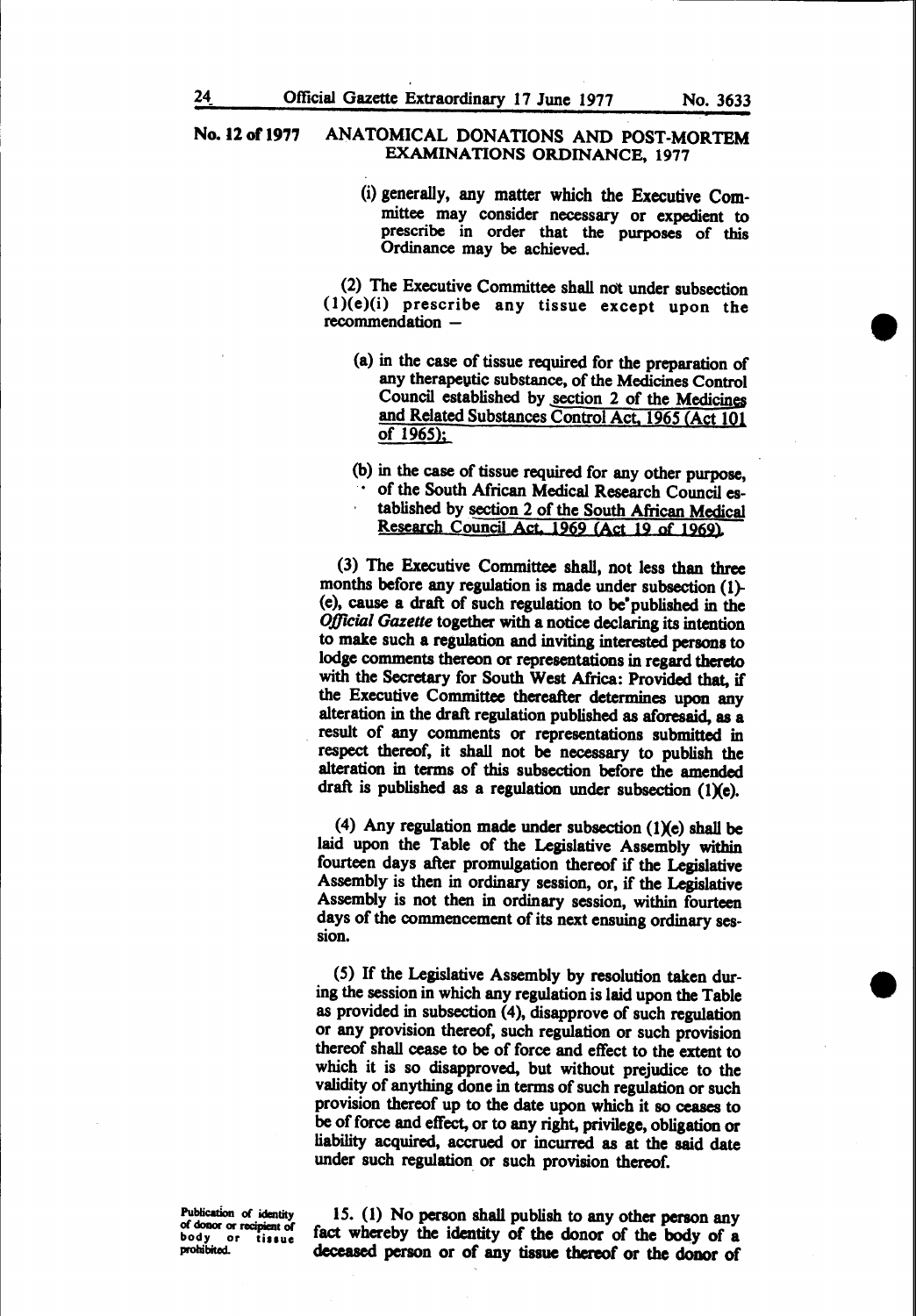No. 12 of 1977 ANATOMICAL DONATIONS AND POST-MORTEM EXAMINATIONS ORDINANCE, 1977

(i) generally, any matter which the Executive Committee may consider necessary or expedient to prescribe in order that the purposes of this Ordinance may be achieved.

(2) The Executive Committee shall not under subsection (1)(e)(i) prescribe any tissue except upon the recommendation –

(a) in the case of tissue required for the preparation of any therapeutic substance, of the Medicines Control Council established by section 2 of the Medicines and Related Substances Control Act, 1965 (Act 101 of 1965);

(b) in the case of tissue required for any other purpose, of the South African Medical Research Council established by section 2 of the South African Medical Research Council Act, 1969 (Act 19 of 1969).

(3) The Executive Committee shall, not less than three months before any regulation is made under subsection (1)-(e), cause a draft of such regulation to be published in the *Official Gazette* together with a notice declaring its intention to make such a regulation and inviting interested persons to lodge comments thereon or representations in regard thereto with the Secretary for South West Africa: Provided that, if the Executive Committee thereafter determines upon any alteration in the draft regulation published as aforesaid, as a result of any comments or representations submitted in respect thereof, it shall not be necessary to publish the alteration in terms of this subsection before the amended draft is published as a regulation under subsection (1)(e).

(4) Any regulation made under subsection (1)(e) shall be laid upon the Table of the Legislative Assembly within fourteen days after promulgation thereof if the Legislative Assembly is then in ordinary session, or, if the Legislative Assembly is not then in ordinary session, within fourteen days of the commencement of its next ensuing ordinary session.

(5) If the Legislative Assembly by resolution taken during the session in which any regulation is laid upon the Table as provided in subsection (4), disapprove of such regulation or any provision thereof, such regulation or such provision thereof shall cease to be of force and effect to the extent to which it is so disapproved, but without prejudice to the validity of anything done in terms of such regulation or such provision thereof up to the date upon which it so ceases to be of force and effect, or to any right, privilege, obligation or liability acquired, accrued or incurred as at the said date under such regulation or such provision thereof.

*Publication of identity of donor or recipient of body or tissue prohibited.*

15. (1) No person shall publish to any other person any fact whereby the identity of the donor of the body of a deceased person or of any tissue thereof or the donor of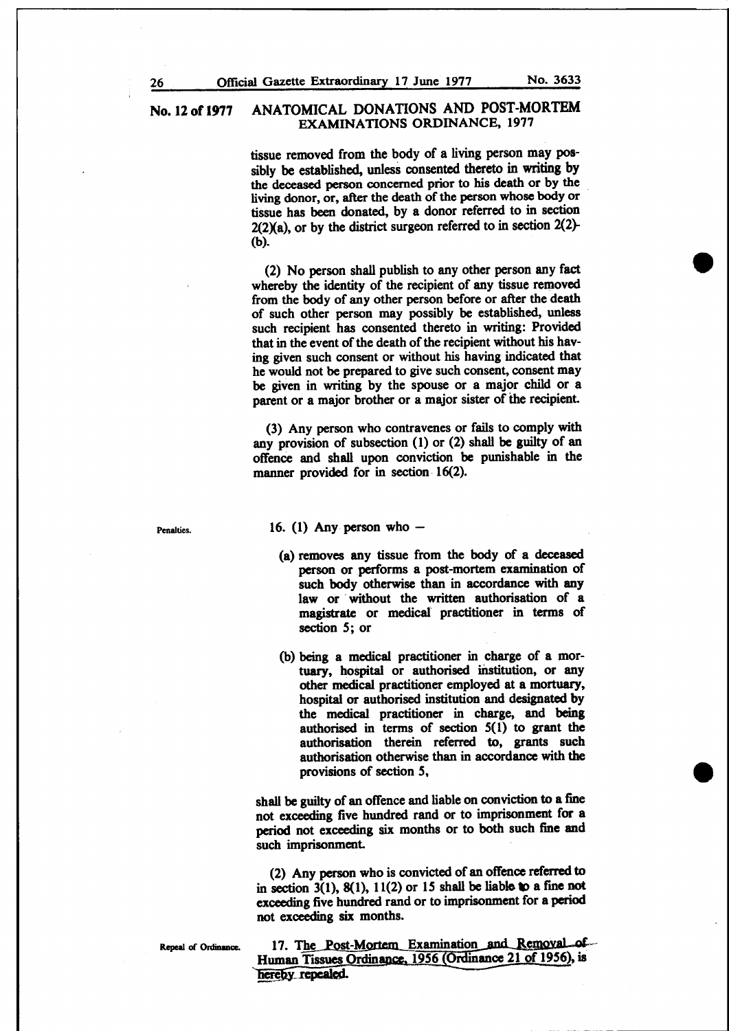tissue removed from the body of a living person may possibly be established, unless consented thereto in writing by the deceased person concerned prior to his death or by the living donor, or, after the death of the person whose body or tissue has been donated, by a donor referred to in section 2(2)(a), or by the district surgeon referred to in section 2(2)(b).

(2) No person shall publish to any other person any fact whereby the identity of the recipient of any tissue removed from the body of any other person before or after the death of such other person may possibly be established, unless such recipient has consented thereto in writing: Provided that in the event of the death of the recipient without his having given such consent or without his having indicated that he would not be prepared to give such consent, consent may be given in writing by the spouse or a major child or a parent or a major brother or a major sister of the recipient.

(3) Any person who contravenes or fails to comply with any provision of subsection (1) or (2) shall be guilty of an offence and shall upon conviction be punishable in the manner provided for in section 16(2).

Penalties.

16. (1) Any person who –

(a) removes any tissue from the body of a deceased person or performs a post-mortem examination of such body otherwise than in accordance with any law or without the written authorisation of a magistrate or medical practitioner in terms of section 5; or

(b) being a medical practitioner in charge of a mortuary, hospital or authorised institution, or any other medical practitioner employed at a mortuary, hospital or authorised institution and designated by the medical practitioner in charge, and being authorised in terms of section 5(1) to grant the authorisation therein referred to, grants such authorisation otherwise than in accordance with the provisions of section 5,

shall be guilty of an offence and liable on conviction to a fine not exceeding five hundred rand or to imprisonment for a period not exceeding six months or to both such fine and such imprisonment.

(2) Any person who is convicted of an offence referred to in section 3(1), 8(1), 11(2) or 15 shall be liable to a fine not exceeding five hundred rand or to imprisonment for a period not exceeding six months.

Repeal of Ordinance.

17. The Post-Mortem Examination and Removal of Human Tissues Ordinance, 1956 (Ordinance 21 of 1956), is hereby repealed.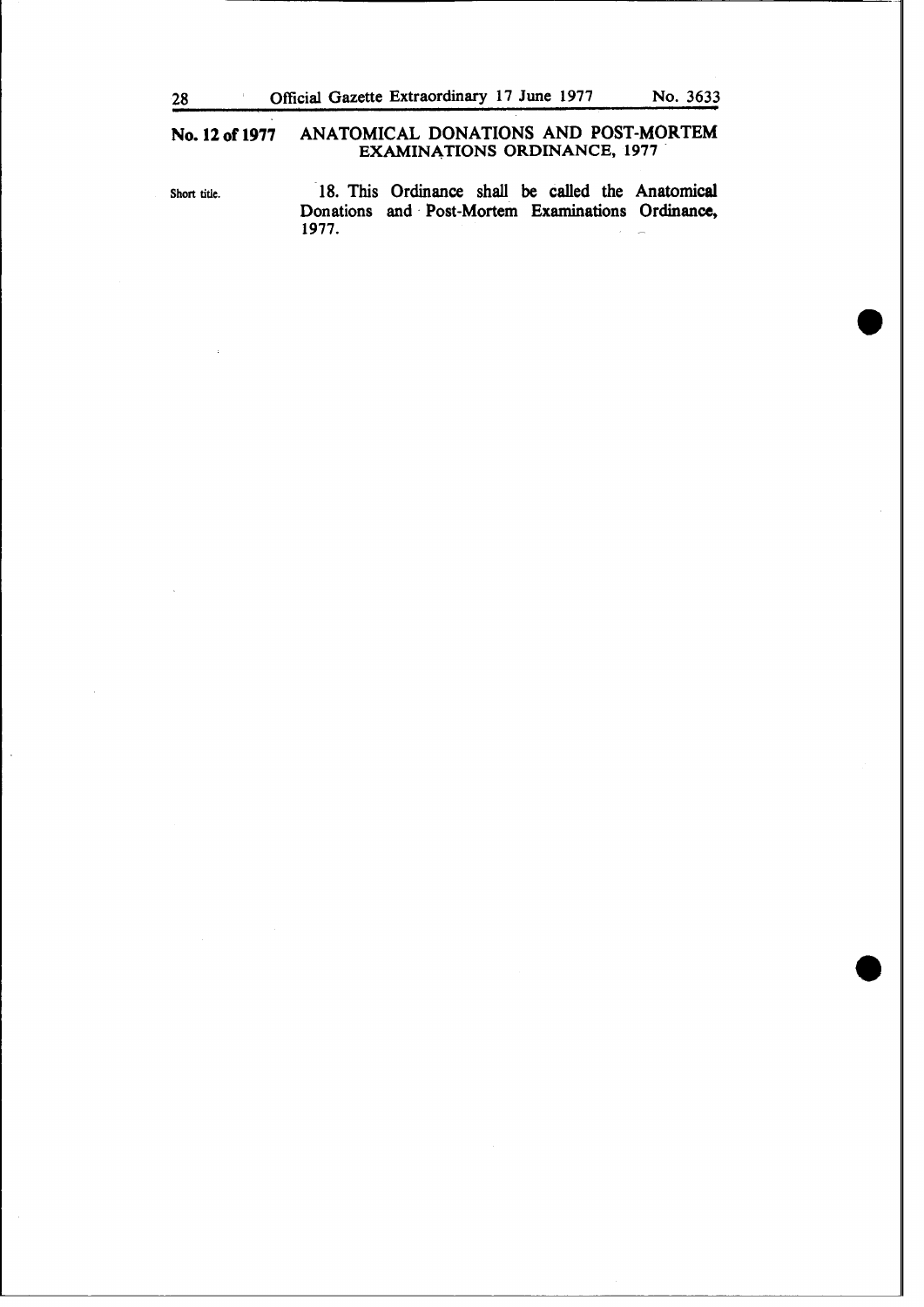**No. 12 of 1977** ANATOMICAL DONATIONS AND POST-MORTEM EXAMINATIONS ORDINANCE, 1977

Short title.

18. This Ordinance shall be called the Anatomical Donations and Post-Mortem Examinations Ordinance, 1977.